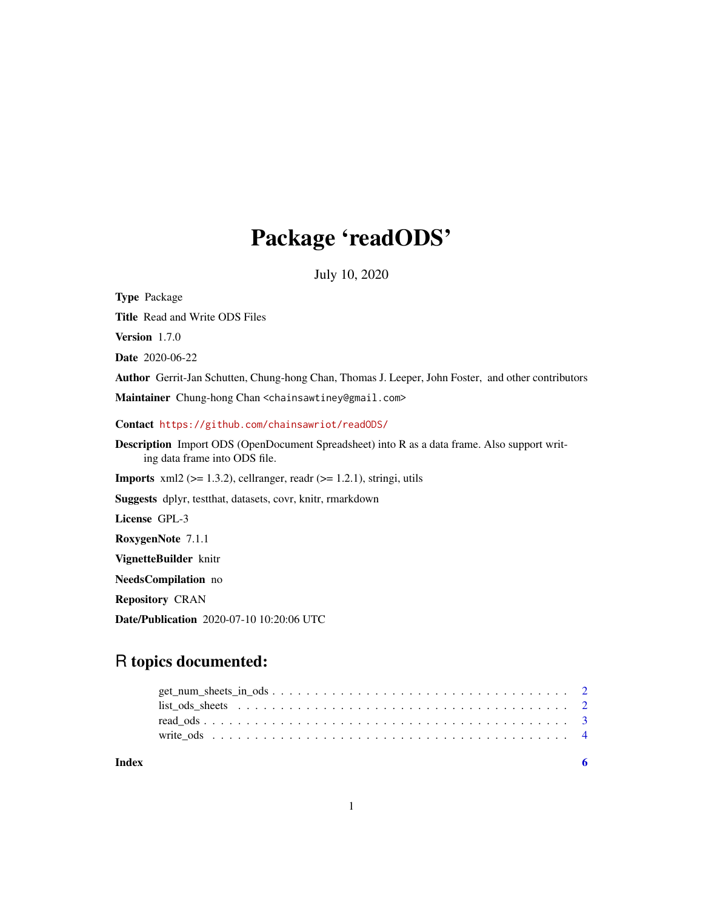# Package 'readODS'

July 10, 2020

**Type** Package

**Title** Read and Write ODS Files

**Version** 1.7.0

**Date** 2020-06-22

**Author** Gerrit-Jan Schutten, Chung-hong Chan, Thomas J. Leeper, John Foster, and other contributors

**Maintainer** Chung-hong Chan <chainsawtiney@gmail.com>

**Contact** https://github.com/chainsawriot/readODS/

**Description** Import ODS (OpenDocument Spreadsheet) into R as a data frame. Also support writing data frame into ODS file.

**Imports** xml2 (>= 1.3.2), cellranger, readr (>= 1.2.1), stringi, utils

**Suggests** dplyr, testthat, datasets, covr, knitr, rmarkdown

**License** GPL-3

**RoxygenNote** 7.1.1

**VignetteBuilder** knitr

**NeedsCompilation** no

**Repository** CRAN

**Date/Publication** 2020-07-10 10:20:06 UTC

## R topics documented:

get_num_sheets_in_ods . . . . . . . . . . . . . . . . . . . . . . . . . . . . . . . . . . 2
list_ods_sheets . . . . . . . . . . . . . . . . . . . . . . . . . . . . . . . . . . . . . . 2
read_ods . . . . . . . . . . . . . . . . . . . . . . . . . . . . . . . . . . . . . . . . . . 3
write_ods . . . . . . . . . . . . . . . . . . . . . . . . . . . . . . . . . . . . . . . . . 4

**Index** **6**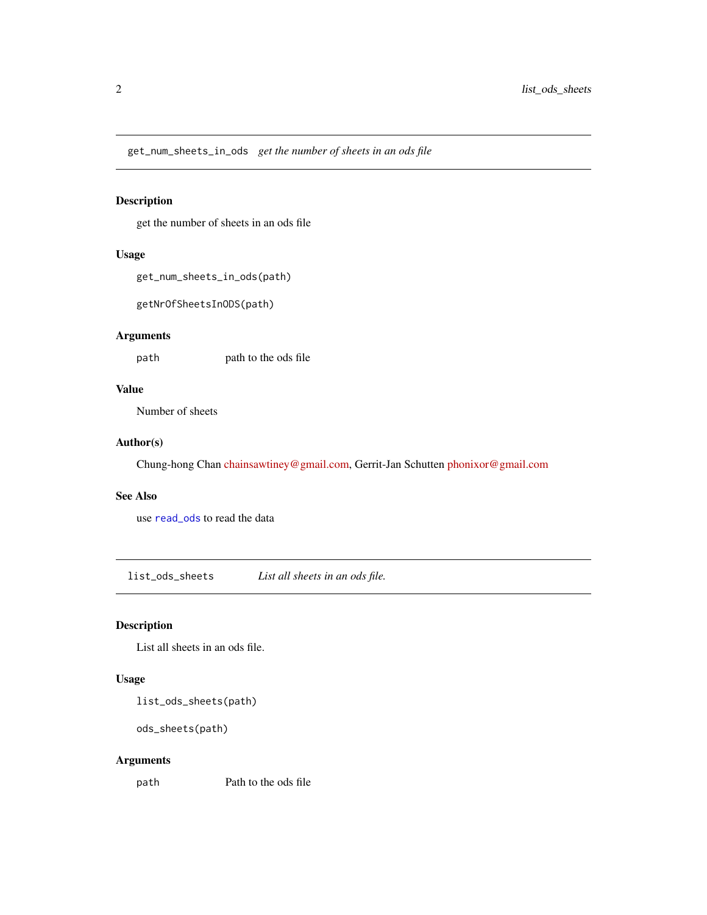## get_num_sheets_in_ods — *get the number of sheets in an ods file*

### Description

get the number of sheets in an ods file

### Usage

```
get_num_sheets_in_ods(path)

getNrOfSheetsInODS(path)
```

### Arguments

| | |
|---|---|
| path | path to the ods file |

### Value

Number of sheets

### Author(s)

Chung-hong Chan chainsawtiney@gmail.com, Gerrit-Jan Schutten phonixor@gmail.com

### See Also

use read_ods to read the data

## list_ods_sheets — *List all sheets in an ods file.*

### Description

List all sheets in an ods file.

### Usage

```
list_ods_sheets(path)

ods_sheets(path)
```

### Arguments

| | |
|---|---|
| path | Path to the ods file |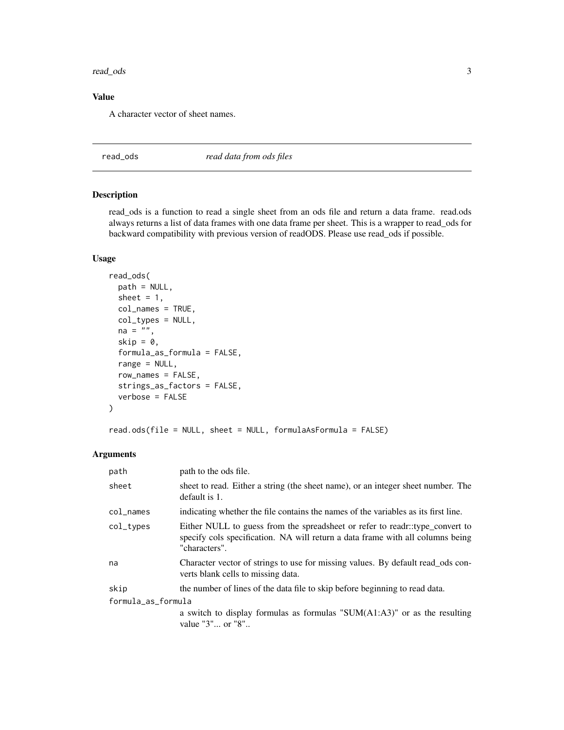## Value

A character vector of sheet names.

---

## read_ods — *read data from ods files*

---

### Description

read_ods is a function to read a single sheet from an ods file and return a data frame. read.ods always returns a list of data frames with one data frame per sheet. This is a wrapper to read_ods for backward compatibility with previous version of readODS. Please use read_ods if possible.

### Usage

```
read_ods(
  path = NULL,
  sheet = 1,
  col_names = TRUE,
  col_types = NULL,
  na = "",
  skip = 0,
  formula_as_formula = FALSE,
  range = NULL,
  row_names = FALSE,
  strings_as_factors = FALSE,
  verbose = FALSE
)

read.ods(file = NULL, sheet = NULL, formulaAsFormula = FALSE)
```

### Arguments

| | |
|---|---|
| `path` | path to the ods file. |
| `sheet` | sheet to read. Either a string (the sheet name), or an integer sheet number. The default is 1. |
| `col_names` | indicating whether the file contains the names of the variables as its first line. |
| `col_types` | Either NULL to guess from the spreadsheet or refer to readr::type_convert to specify cols specification. NA will return a data frame with all columns being "characters". |
| `na` | Character vector of strings to use for missing values. By default read_ods converts blank cells to missing data. |
| `skip` | the number of lines of the data file to skip before beginning to read data. |
| `formula_as_formula` | a switch to display formulas as formulas "SUM(A1:A3)" or as the resulting value "3"... or "8".. |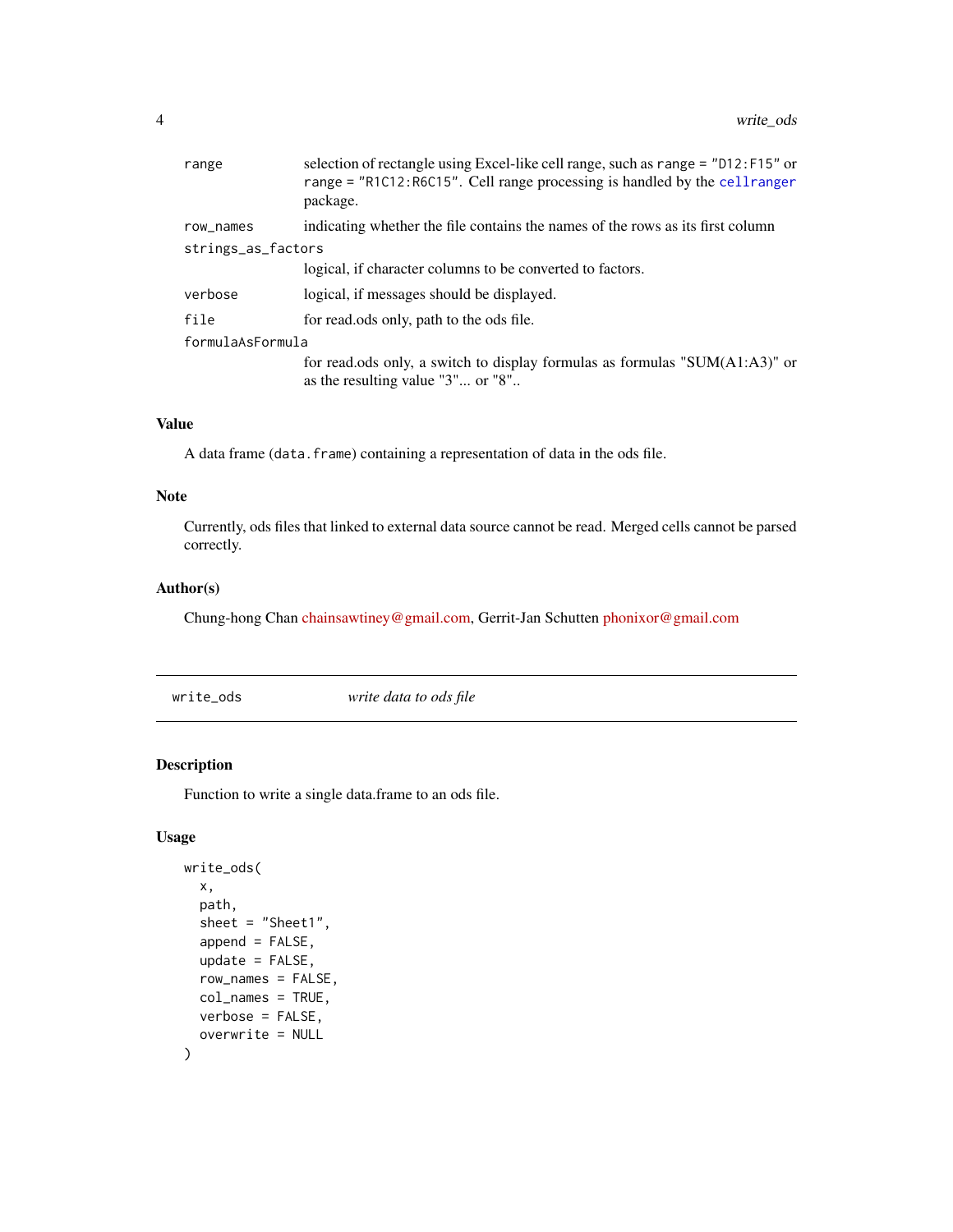| | |
|---|---|
| `range` | selection of rectangle using Excel-like cell range, such as `range = "D12:F15"` or `range = "R1C12:R6C15"`. Cell range processing is handled by the `cellranger` package. |
| `row_names` | indicating whether the file contains the names of the rows as its first column |
| `strings_as_factors` | logical, if character columns to be converted to factors. |
| `verbose` | logical, if messages should be displayed. |
| `file` | for read.ods only, path to the ods file. |
| `formulaAsFormula` | for read.ods only, a switch to display formulas as formulas "SUM(A1:A3)" or as the resulting value "3"... or "8".. |

### Value

A data frame (`data.frame`) containing a representation of data in the ods file.

### Note

Currently, ods files that linked to external data source cannot be read. Merged cells cannot be parsed correctly.

### Author(s)

Chung-hong Chan chainsawtiney@gmail.com, Gerrit-Jan Schutten phonixor@gmail.com

---

## `write_ods` *write data to ods file*

---

### Description

Function to write a single data.frame to an ods file.

### Usage

```
write_ods(
  x,
  path,
  sheet = "Sheet1",
  append = FALSE,
  update = FALSE,
  row_names = FALSE,
  col_names = TRUE,
  verbose = FALSE,
  overwrite = NULL
)
```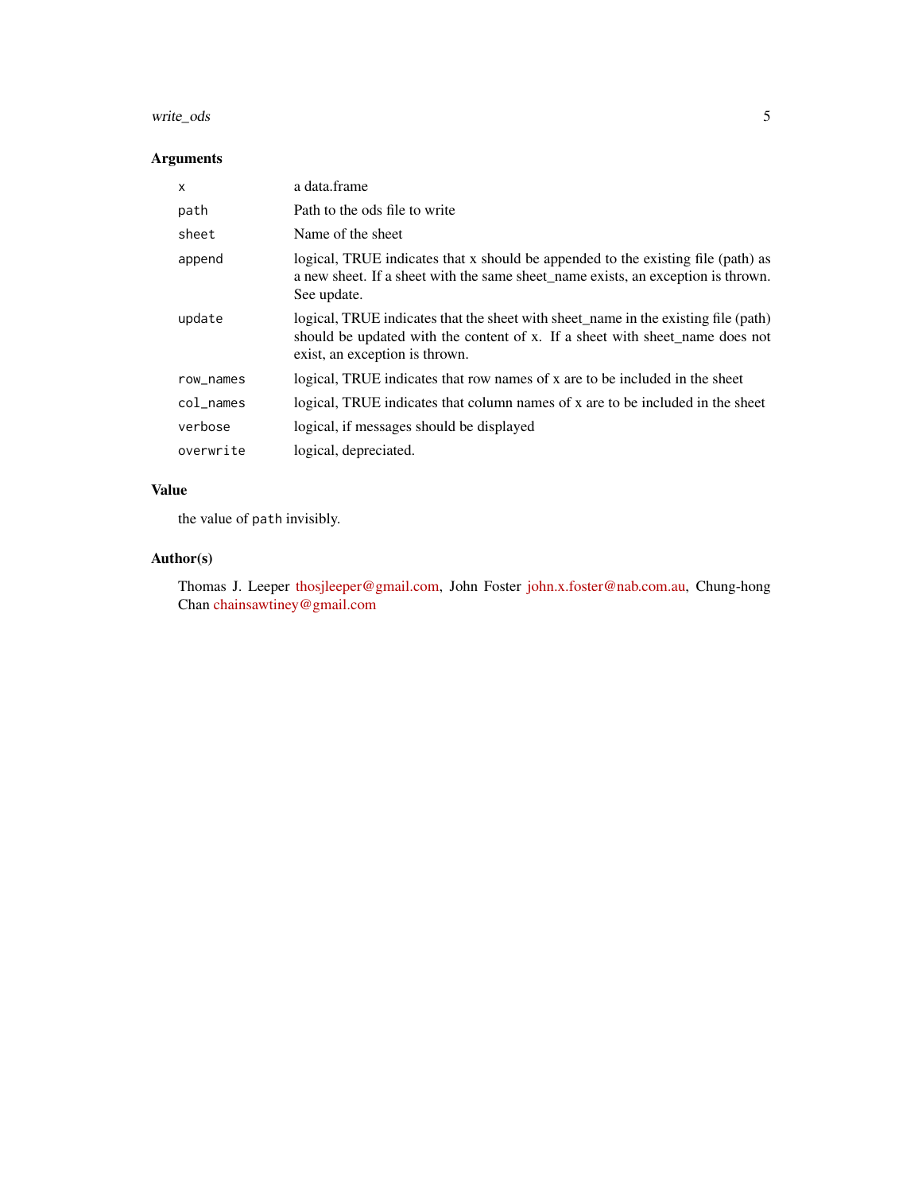### Arguments

| | |
|---|---|
| `x` | a data.frame |
| `path` | Path to the ods file to write |
| `sheet` | Name of the sheet |
| `append` | logical, TRUE indicates that x should be appended to the existing file (path) as a new sheet. If a sheet with the same sheet_name exists, an exception is thrown. See update. |
| `update` | logical, TRUE indicates that the sheet with sheet_name in the existing file (path) should be updated with the content of x. If a sheet with sheet_name does not exist, an exception is thrown. |
| `row_names` | logical, TRUE indicates that row names of x are to be included in the sheet |
| `col_names` | logical, TRUE indicates that column names of x are to be included in the sheet |
| `verbose` | logical, if messages should be displayed |
| `overwrite` | logical, depreciated. |

### Value

the value of `path` invisibly.

### Author(s)

Thomas J. Leeper thosjleeper@gmail.com, John Foster john.x.foster@nab.com.au, Chung-hong Chan chainsawtiney@gmail.com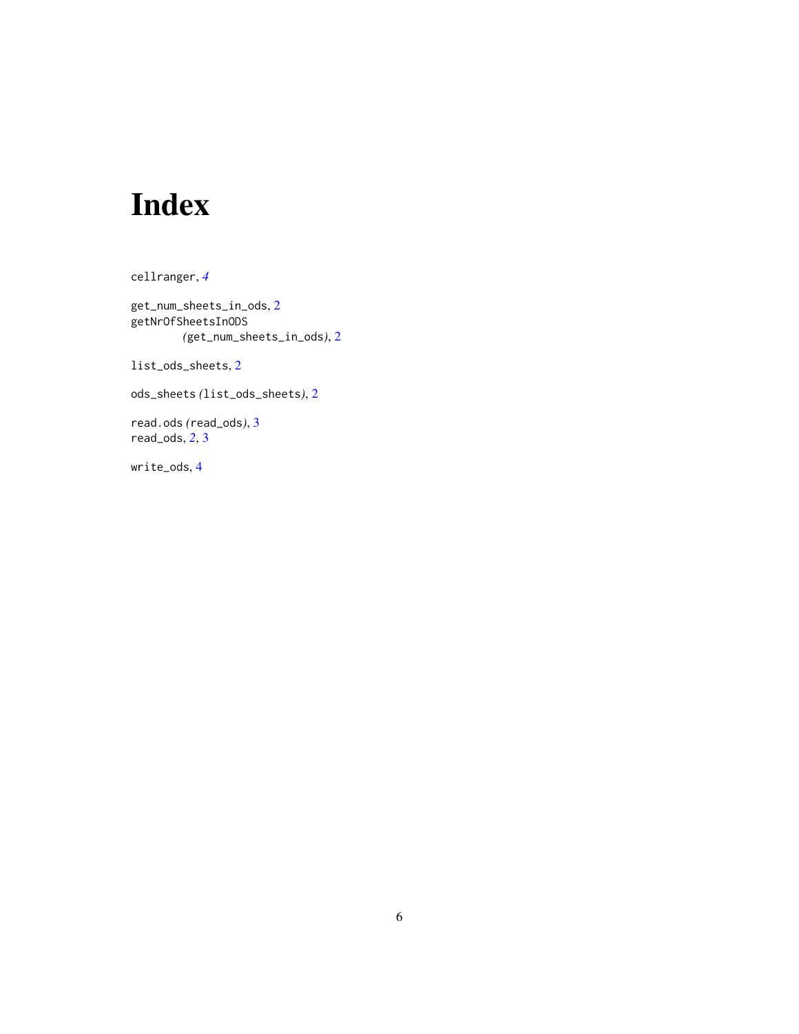# Index

cellranger, *4*

get_num_sheets_in_ods, 2
getNrOfSheetsInODS
        *(*get_num_sheets_in_ods*)*, 2

list_ods_sheets, 2

ods_sheets *(*list_ods_sheets*)*, 2

read.ods *(*read_ods*)*, 3
read_ods, *2*, 3

write_ods, 4